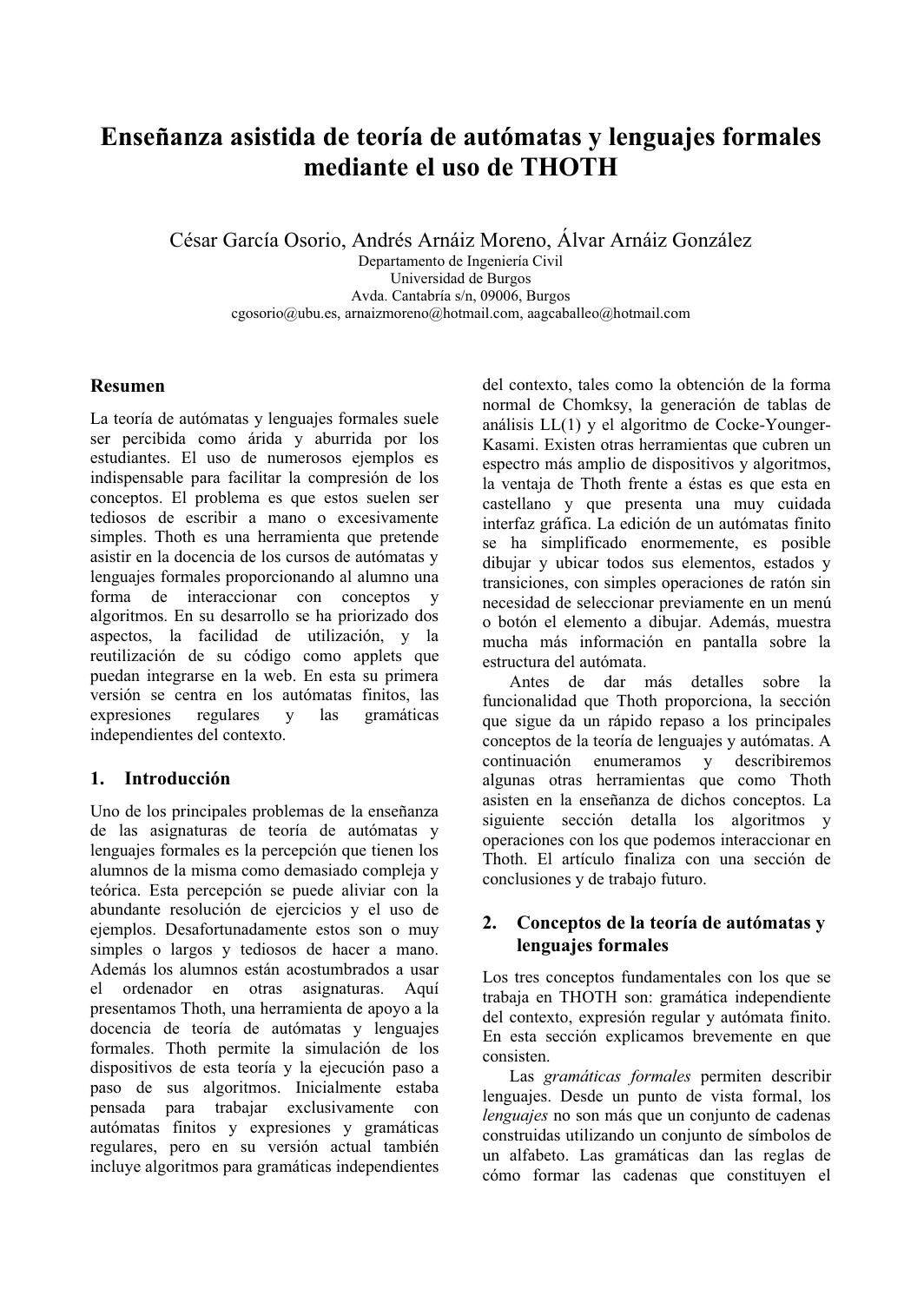# Enseñanza asistida de teoría de autómatas y lenguajes formales mediante el uso de THOTH

César García Osorio, Andrés Arnáiz Moreno, Álvar Arnáiz González

Departamento de Ingeniería Civil
Universidad de Burgos
Avda. Cantabría s/n, 09006, Burgos
cgosorio@ubu.es, arnaizmoreno@hotmail.com, aagcaballeo@hotmail.com

## Resumen

La teoría de autómatas y lenguajes formales suele ser percibida como árida y aburrida por los estudiantes. El uso de numerosos ejemplos es indispensable para facilitar la compresión de los conceptos. El problema es que estos suelen ser tediosos de escribir a mano o excesivamente simples. Thoth es una herramienta que pretende asistir en la docencia de los cursos de autómatas y lenguajes formales proporcionando al alumno una forma de interaccionar con conceptos y algoritmos. En su desarrollo se ha priorizado dos aspectos, la facilidad de utilización, y la reutilización de su código como applets que puedan integrarse en la web. En esta su primera versión se centra en los autómatas finitos, las expresiones regulares y las gramáticas independientes del contexto.

## 1. Introducción

Uno de los principales problemas de la enseñanza de las asignaturas de teoría de autómatas y lenguajes formales es la percepción que tienen los alumnos de la misma como demasiado compleja y teórica. Esta percepción se puede aliviar con la abundante resolución de ejercicios y el uso de ejemplos. Desafortunadamente estos son o muy simples o largos y tediosos de hacer a mano. Además los alumnos están acostumbrados a usar el ordenador en otras asignaturas. Aquí presentamos Thoth, una herramienta de apoyo a la docencia de teoría de autómatas y lenguajes formales. Thoth permite la simulación de los dispositivos de esta teoría y la ejecución paso a paso de sus algoritmos. Inicialmente estaba pensada para trabajar exclusivamente con autómatas finitos y expresiones y gramáticas regulares, pero en su versión actual también incluye algoritmos para gramáticas independientes del contexto, tales como la obtención de la forma normal de Chomksy, la generación de tablas de análisis LL(1) y el algoritmo de Cocke-Younger-Kasami. Existen otras herramientas que cubren un espectro más amplio de dispositivos y algoritmos, la ventaja de Thoth frente a éstas es que esta en castellano y que presenta una muy cuidada interfaz gráfica. La edición de un autómatas finito se ha simplificado enormemente, es posible dibujar y ubicar todos sus elementos, estados y transiciones, con simples operaciones de ratón sin necesidad de seleccionar previamente en un menú o botón el elemento a dibujar. Además, muestra mucha más información en pantalla sobre la estructura del autómata.

Antes de dar más detalles sobre la funcionalidad que Thoth proporciona, la sección que sigue da un rápido repaso a los principales conceptos de la teoría de lenguajes y autómatas. A continuación enumeramos y describiremos algunas otras herramientas que como Thoth asisten en la enseñanza de dichos conceptos. La siguiente sección detalla los algoritmos y operaciones con los que podemos interaccionar en Thoth. El artículo finaliza con una sección de conclusiones y de trabajo futuro.

## 2. Conceptos de la teoría de autómatas y lenguajes formales

Los tres conceptos fundamentales con los que se trabaja en THOTH son: gramática independiente del contexto, expresión regular y autómata finito. En esta sección explicamos brevemente en que consisten.

Las *gramáticas formales* permiten describir lenguajes. Desde un punto de vista formal, los *lenguajes* no son más que un conjunto de cadenas construidas utilizando un conjunto de símbolos de un alfabeto. Las gramáticas dan las reglas de cómo formar las cadenas que constituyen el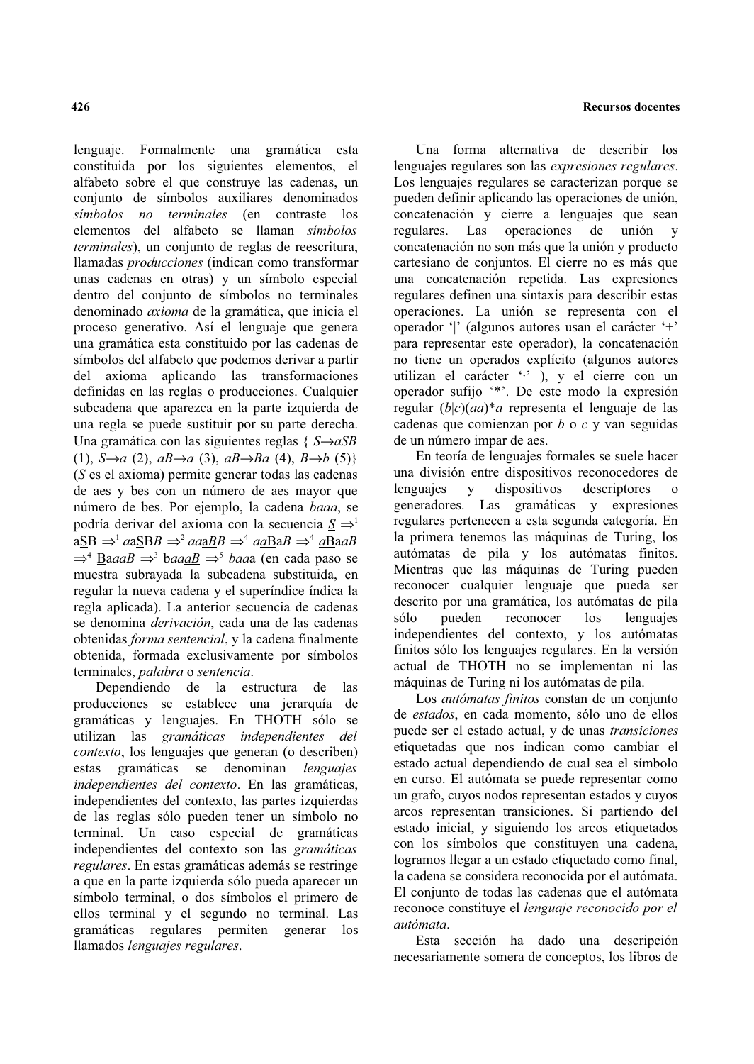lenguaje. Formalmente una gramática esta constituida por los siguientes elementos, el alfabeto sobre el que construye las cadenas, un conjunto de símbolos auxiliares denominados *símbolos no terminales* (en contraste los elementos del alfabeto se llaman *símbolos terminales*), un conjunto de reglas de reescritura, llamadas *producciones* (indican como transformar unas cadenas en otras) y un símbolo especial dentro del conjunto de símbolos no terminales denominado *axioma* de la gramática, que inicia el proceso generativo. Así el lenguaje que genera una gramática esta constituido por las cadenas de símbolos del alfabeto que podemos derivar a partir del axioma aplicando las transformaciones definidas en las reglas o producciones. Cualquier subcadena que aparezca en la parte izquierda de una regla se puede sustituir por su parte derecha. Una gramática con las siguientes reglas { $S \rightarrow aSB$ (1), $S \rightarrow a$ (2), $aB \rightarrow a$ (3), $aB \rightarrow Ba$ (4), $B \rightarrow b$ (5)} ($S$ es el axioma) permite generar todas las cadenas de aes y bes con un número de aes mayor que número de bes. Por ejemplo, la cadena *baaa*, se podría derivar del axioma con la secuencia $\underline{S} \Rightarrow^1 a\underline{S}B \Rightarrow^1 aa\underline{S}BB \Rightarrow^2 aa\underline{aB}B \Rightarrow^4 aa\underline{Ba}B \Rightarrow^4 \underline{aB}aaB \Rightarrow^4 \underline{B}aaaB \Rightarrow^3 baa\underline{aB} \Rightarrow^5 baaa$ (en cada paso se muestra subrayada la subcadena substituida, en regular la nueva cadena y el superíndice índica la regla aplicada). La anterior secuencia de cadenas se denomina *derivación*, cada una de las cadenas obtenidas *forma sentencial*, y la cadena finalmente obtenida, formada exclusivamente por símbolos terminales, *palabra* o *sentencia*.

Dependiendo de la estructura de las producciones se establece una jerarquía de gramáticas y lenguajes. En THOTH sólo se utilizan las *gramáticas independientes del contexto*, los lenguajes que generan (o describen) estas gramáticas se denominan *lenguajes independientes del contexto*. En las gramáticas, independientes del contexto, las partes izquierdas de las reglas sólo pueden tener un símbolo no terminal. Un caso especial de gramáticas independientes del contexto son las *gramáticas regulares*. En estas gramáticas además se restringe a que en la parte izquierda sólo pueda aparecer un símbolo terminal, o dos símbolos el primero de ellos terminal y el segundo no terminal. Las gramáticas regulares permiten generar los llamados *lenguajes regulares*.

Una forma alternativa de describir los lenguajes regulares son las *expresiones regulares*. Los lenguajes regulares se caracterizan porque se pueden definir aplicando las operaciones de unión, concatenación y cierre a lenguajes que sean regulares. Las operaciones de unión y concatenación no son más que la unión y producto cartesiano de conjuntos. El cierre no es más que una concatenación repetida. Las expresiones regulares definen una sintaxis para describir estas operaciones. La unión se representa con el operador '|' (algunos autores usan el carácter '+' para representar este operador), la concatenación no tiene un operados explícito (algunos autores utilizan el carácter '·' ), y el cierre con un operador sufijo '*'. De este modo la expresión regular $(b|c)(aa)^*a$ representa el lenguaje de las cadenas que comienzan por *b* o *c* y van seguidas de un número impar de aes.

En teoría de lenguajes formales se suele hacer una división entre dispositivos reconocedores de lenguajes y dispositivos descriptores o generadores. Las gramáticas y expresiones regulares pertenecen a esta segunda categoría. En la primera tenemos las máquinas de Turing, los autómatas de pila y los autómatas finitos. Mientras que las máquinas de Turing pueden reconocer cualquier lenguaje que pueda ser descrito por una gramática, los autómatas de pila sólo pueden reconocer los lenguajes independientes del contexto, y los autómatas finitos sólo los lenguajes regulares. En la versión actual de THOTH no se implementan ni las máquinas de Turing ni los autómatas de pila.

Los *autómatas finitos* constan de un conjunto de *estados*, en cada momento, sólo uno de ellos puede ser el estado actual, y de unas *transiciones* etiquetadas que nos indican como cambiar el estado actual dependiendo de cual sea el símbolo en curso. El autómata se puede representar como un grafo, cuyos nodos representan estados y cuyos arcos representan transiciones. Si partiendo del estado inicial, y siguiendo los arcos etiquetados con los símbolos que constituyen una cadena, logramos llegar a un estado etiquetado como final, la cadena se considera reconocida por el autómata. El conjunto de todas las cadenas que el autómata reconoce constituye el *lenguaje reconocido por el autómata*.

Esta sección ha dado una descripción necesariamente somera de conceptos, los libros de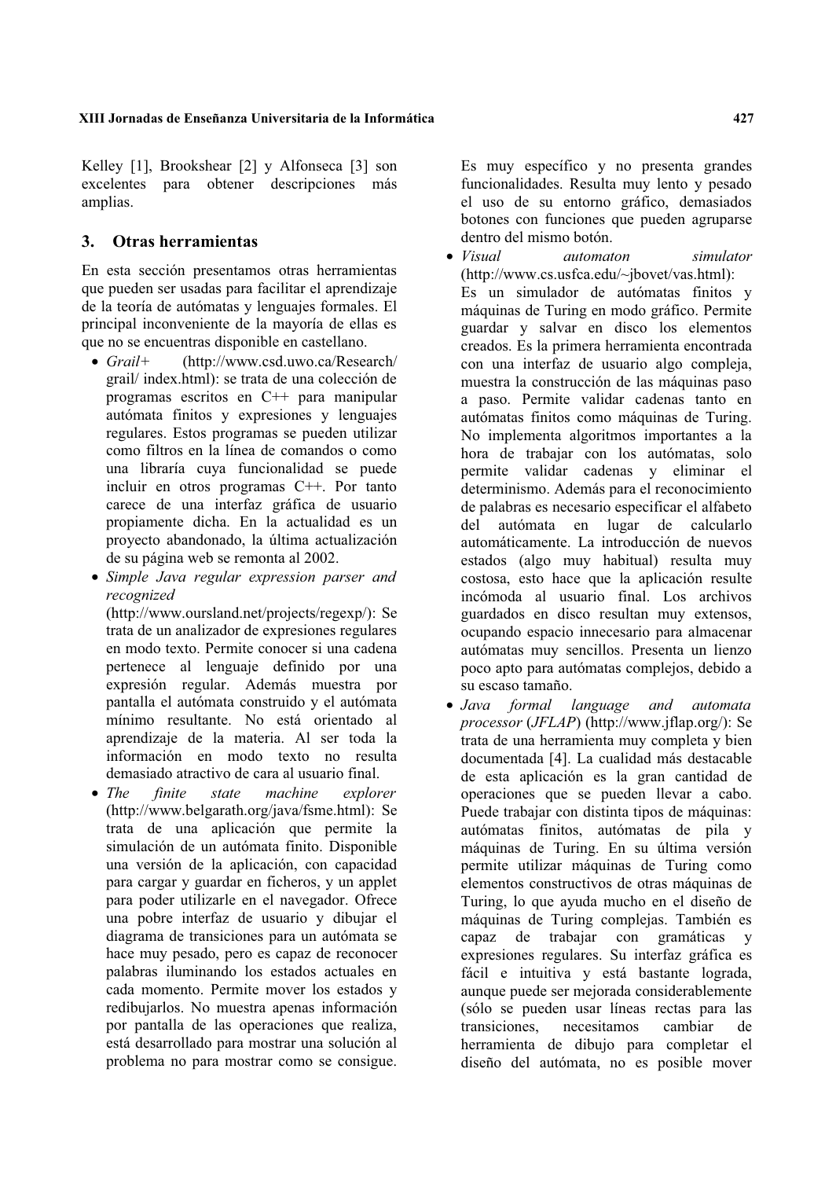Kelley [1], Brookshear [2] y Alfonseca [3] son excelentes para obtener descripciones más amplias.

## 3. Otras herramientas

En esta sección presentamos otras herramientas que pueden ser usadas para facilitar el aprendizaje de la teoría de autómatas y lenguajes formales. El principal inconveniente de la mayoría de ellas es que no se encuentras disponible en castellano.

- *Grail+* (http://www.csd.uwo.ca/Research/grail/ index.html): se trata de una colección de programas escritos en C++ para manipular autómata finitos y expresiones y lenguajes regulares. Estos programas se pueden utilizar como filtros en la línea de comandos o como una librería cuya funcionalidad se puede incluir en otros programas C++. Por tanto carece de una interfaz gráfica de usuario propiamente dicha. En la actualidad es un proyecto abandonado, la última actualización de su página web se remonta al 2002.
- *Simple Java regular expression parser and recognized* (http://www.oursland.net/projects/regexp/): Se trata de un analizador de expresiones regulares en modo texto. Permite conocer si una cadena pertenece al lenguaje definido por una expresión regular. Además muestra por pantalla el autómata construido y el autómata mínimo resultante. No está orientado al aprendizaje de la materia. Al ser toda la información en modo texto no resulta demasiado atractivo de cara al usuario final.
- *The finite state machine explorer* (http://www.belgarath.org/java/fsme.html): Se trata de una aplicación que permite la simulación de un autómata finito. Disponible una versión de la aplicación, con capacidad para cargar y guardar en ficheros, y un applet para poder utilizarle en el navegador. Ofrece una pobre interfaz de usuario y dibujar el diagrama de transiciones para un autómata se hace muy pesado, pero es capaz de reconocer palabras iluminando los estados actuales en cada momento. Permite mover los estados y redibujarlos. No muestra apenas información por pantalla de las operaciones que realiza, está desarrollado para mostrar una solución al problema no para mostrar como se consigue. Es muy específico y no presenta grandes funcionalidades. Resulta muy lento y pesado el uso de su entorno gráfico, demasiados botones con funciones que pueden agruparse dentro del mismo botón.
- *Visual automaton simulator* (http://www.cs.usfca.edu/~jbovet/vas.html): Es un simulador de autómatas finitos y máquinas de Turing en modo gráfico. Permite guardar y salvar en disco los elementos creados. Es la primera herramienta encontrada con una interfaz de usuario algo compleja, muestra la construcción de las máquinas paso a paso. Permite validar cadenas tanto en autómatas finitos como máquinas de Turing. No implementa algoritmos importantes a la hora de trabajar con los autómatas, solo permite validar cadenas y eliminar el determinismo. Además para el reconocimiento de palabras es necesario especificar el alfabeto del autómata en lugar de calcularlo automáticamente. La introducción de nuevos estados (algo muy habitual) resulta muy costosa, esto hace que la aplicación resulte incómoda al usuario final. Los archivos guardados en disco resultan muy extensos, ocupando espacio innecesario para almacenar autómatas muy sencillos. Presenta un lienzo poco apto para autómatas complejos, debido a su escaso tamaño.
- *Java formal language and automata processor* (*JFLAP*) (http://www.jflap.org/): Se trata de una herramienta muy completa y bien documentada [4]. La cualidad más destacable de esta aplicación es la gran cantidad de operaciones que se pueden llevar a cabo. Puede trabajar con distinta tipos de máquinas: autómatas finitos, autómatas de pila y máquinas de Turing. En su última versión permite utilizar máquinas de Turing como elementos constructivos de otras máquinas de Turing, lo que ayuda mucho en el diseño de máquinas de Turing complejas. También es capaz de trabajar con gramáticas y expresiones regulares. Su interfaz gráfica es fácil e intuitiva y está bastante lograda, aunque puede ser mejorada considerablemente (sólo se pueden usar líneas rectas para las transiciones, necesitamos cambiar de herramienta de dibujo para completar el diseño del autómata, no es posible mover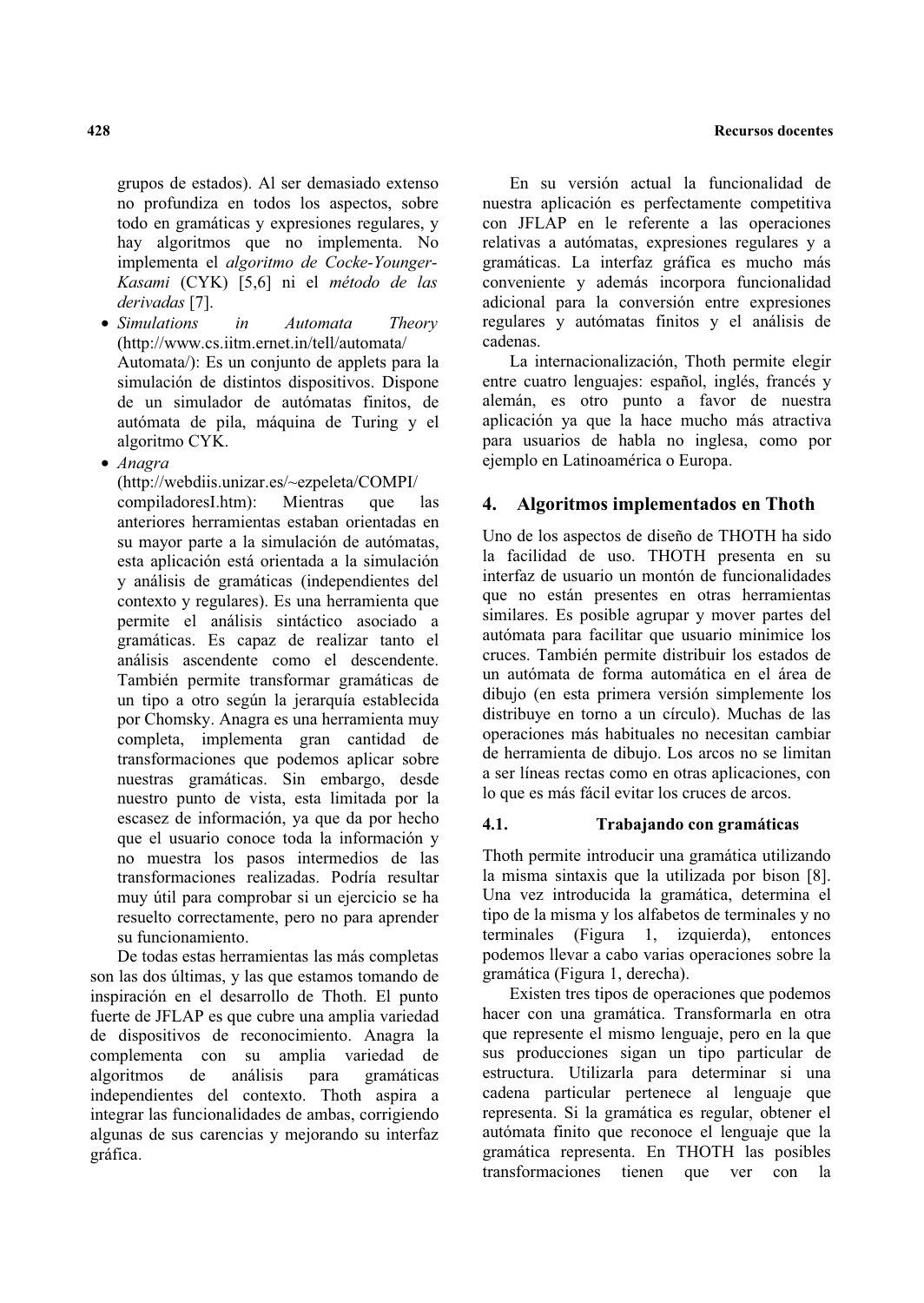grupos de estados). Al ser demasiado extenso no profundiza en todos los aspectos, sobre todo en gramáticas y expresiones regulares, y hay algoritmos que no implementa. No implementa el *algoritmo de Cocke-Younger-Kasami* (CYK) [5,6] ni el *método de las derivadas* [7].

- *Simulations in Automata Theory* (http://www.cs.iitm.ernet.in/tell/automata/Automata/): Es un conjunto de applets para la simulación de distintos dispositivos. Dispone de un simulador de autómatas finitos, de autómata de pila, máquina de Turing y el algoritmo CYK.
- *Anagra* (http://webdiis.unizar.es/~ezpeleta/COMPI/compiladoresI.htm): Mientras que las anteriores herramientas estaban orientadas en su mayor parte a la simulación de autómatas, esta aplicación está orientada a la simulación y análisis de gramáticas (independientes del contexto y regulares). Es una herramienta que permite el análisis sintáctico asociado a gramáticas. Es capaz de realizar tanto el análisis ascendente como el descendente. También permite transformar gramáticas de un tipo a otro según la jerarquía establecida por Chomsky. Anagra es una herramienta muy completa, implementa gran cantidad de transformaciones que podemos aplicar sobre nuestras gramáticas. Sin embargo, desde nuestro punto de vista, esta limitada por la escasez de información, ya que da por hecho que el usuario conoce toda la información y no muestra los pasos intermedios de las transformaciones realizadas. Podría resultar muy útil para comprobar si un ejercicio se ha resuelto correctamente, pero no para aprender su funcionamiento.

De todas estas herramientas las más completas son las dos últimas, y las que estamos tomando de inspiración en el desarrollo de Thoth. El punto fuerte de JFLAP es que cubre una amplia variedad de dispositivos de reconocimiento. Anagra la complementa con su amplia variedad de algoritmos de análisis para gramáticas independientes del contexto. Thoth aspira a integrar las funcionalidades de ambas, corrigiendo algunas de sus carencias y mejorando su interfaz gráfica.

En su versión actual la funcionalidad de nuestra aplicación es perfectamente competitiva con JFLAP en le referente a las operaciones relativas a autómatas, expresiones regulares y a gramáticas. La interfaz gráfica es mucho más conveniente y además incorpora funcionalidad adicional para la conversión entre expresiones regulares y autómatas finitos y el análisis de cadenas.

La internacionalización, Thoth permite elegir entre cuatro lenguajes: español, inglés, francés y alemán, es otro punto a favor de nuestra aplicación ya que la hace mucho más atractiva para usuarios de habla no inglesa, como por ejemplo en Latinoamérica o Europa.

## 4. Algoritmos implementados en Thoth

Uno de los aspectos de diseño de THOTH ha sido la facilidad de uso. THOTH presenta en su interfaz de usuario un montón de funcionalidades que no están presentes en otras herramientas similares. Es posible agrupar y mover partes del autómata para facilitar que usuario minimice los cruces. También permite distribuir los estados de un autómata de forma automática en el área de dibujo (en esta primera versión simplemente los distribuye en torno a un círculo). Muchas de las operaciones más habituales no necesitan cambiar de herramienta de dibujo. Los arcos no se limitan a ser líneas rectas como en otras aplicaciones, con lo que es más fácil evitar los cruces de arcos.

### 4.1. Trabajando con gramáticas

Thoth permite introducir una gramática utilizando la misma sintaxis que la utilizada por bison [8]. Una vez introducida la gramática, determina el tipo de la misma y los alfabetos de terminales y no terminales (Figura 1, izquierda), entonces podemos llevar a cabo varias operaciones sobre la gramática (Figura 1, derecha).

Existen tres tipos de operaciones que podemos hacer con una gramática. Transformarla en otra que represente el mismo lenguaje, pero en la que sus producciones sigan un tipo particular de estructura. Utilizarla para determinar si una cadena particular pertenece al lenguaje que representa. Si la gramática es regular, obtener el autómata finito que reconoce el lenguaje que la gramática representa. En THOTH las posibles transformaciones tienen que ver con la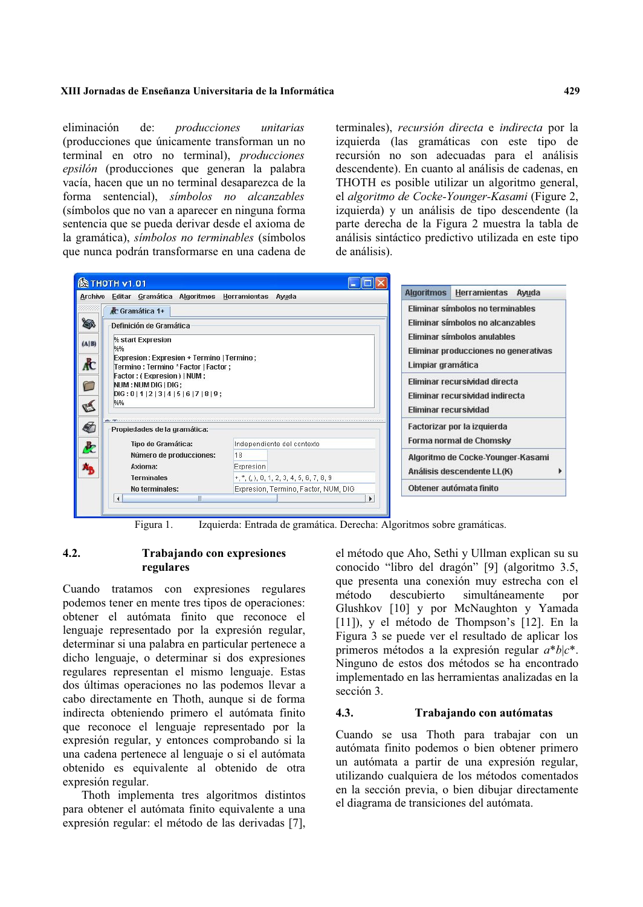eliminación de: *producciones unitarias* (producciones que únicamente transforman un no terminal en otro no terminal), *producciones epsilón* (producciones que generan la palabra vacía, hacen que un no terminal desaparezca de la forma sentencial), *símbolos no alcanzables* (símbolos que no van a aparecer en ninguna forma sentencia que se pueda derivar desde el axioma de la gramática), *símbolos no terminables* (símbolos que nunca podrán transformarse en una cadena de terminales), *recursión directa* e *indirecta* por la izquierda (las gramáticas con este tipo de recursión no son adecuadas para el análisis descendente). En cuanto al análisis de cadenas, en THOTH es posible utilizar un algoritmo general, el *algoritmo de Cocke-Younger-Kasami* (Figure 2, izquierda) y un análisis de tipo descendente (la parte derecha de la Figura 2 muestra la tabla de análisis sintáctico predictivo utilizada en este tipo de análisis).

Figura 1. Izquierda: Entrada de gramática. Derecha: Algoritmos sobre gramáticas.

### 4.2. Trabajando con expresiones regulares

Cuando tratamos con expresiones regulares podemos tener en mente tres tipos de operaciones: obtener el autómata finito que reconoce el lenguaje representado por la expresión regular, determinar si una palabra en particular pertenece a dicho lenguaje, o determinar si dos expresiones regulares representan el mismo lenguaje. Estas dos últimas operaciones no las podemos llevar a cabo directamente en Thoth, aunque si de forma indirecta obteniendo primero el autómata finito que reconoce el lenguaje representado por la expresión regular, y entonces comprobando si la una cadena pertenece al lenguaje o si el autómata obtenido es equivalente al obtenido de otra expresión regular.

Thoth implementa tres algoritmos distintos para obtener el autómata finito equivalente a una expresión regular: el método de las derivadas [7], el método que Aho, Sethi y Ullman explican su su conocido "libro del dragón" [9] (algoritmo 3.5, que presenta una conexión muy estrecha con el método descubierto simultáneamente por Glushkov [10] y por McNaughton y Yamada [11]), y el método de Thompson's [12]. En la Figura 3 se puede ver el resultado de aplicar los primeros métodos a la expresión regular *a*\*b*|*c*\*. Ninguno de estos dos métodos se ha encontrado implementado en las herramientas analizadas en la sección 3.

### 4.3. Trabajando con autómatas

Cuando se usa Thoth para trabajar con un autómata finito podemos o bien obtener primero un autómata a partir de una expresión regular, utilizando cualquiera de los métodos comentados en la sección previa, o bien dibujar directamente el diagrama de transiciones del autómata.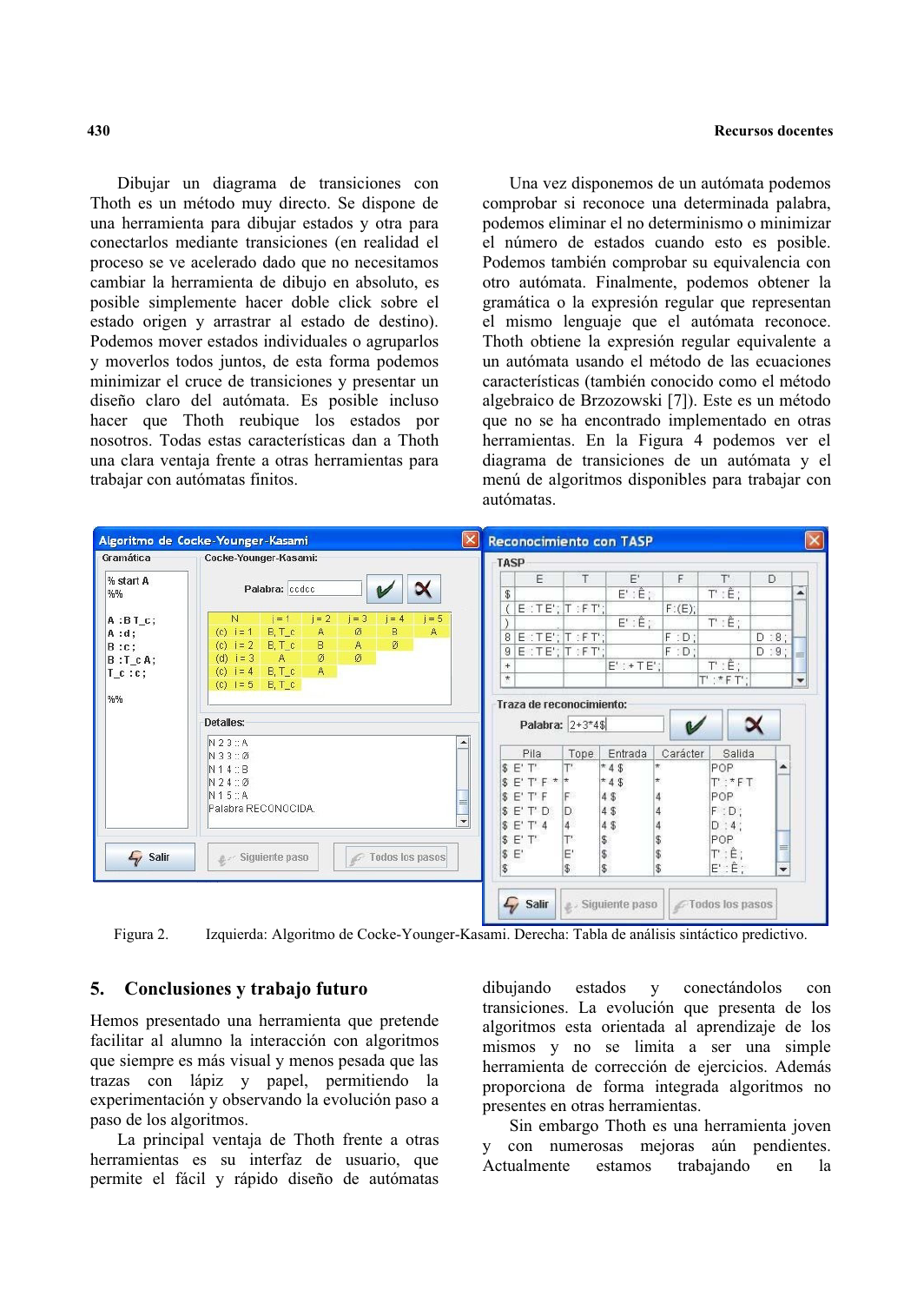Dibujar un diagrama de transiciones con Thoth es un método muy directo. Se dispone de una herramienta para dibujar estados y otra para conectarlos mediante transiciones (en realidad el proceso se ve acelerado dado que no necesitamos cambiar la herramienta de dibujo en absoluto, es posible simplemente hacer doble click sobre el estado origen y arrastrar al estado de destino). Podemos mover estados individuales o agruparlos y moverlos todos juntos, de esta forma podemos minimizar el cruce de transiciones y presentar un diseño claro del autómata. Es posible incluso hacer que Thoth reubique los estados por nosotros. Todas estas características dan a Thoth una clara ventaja frente a otras herramientas para trabajar con autómatas finitos.

Una vez disponemos de un autómata podemos comprobar si reconoce una determinada palabra, podemos eliminar el no determinismo o minimizar el número de estados cuando esto es posible. Podemos también comprobar su equivalencia con otro autómata. Finalmente, podemos obtener la gramática o la expresión regular que representan el mismo lenguaje que el autómata reconoce. Thoth obtiene la expresión regular equivalente a un autómata usando el método de las ecuaciones características (también conocido como el método algebraico de Brzozowski [7]). Este es un método que no se ha encontrado implementado en otras herramientas. En la Figura 4 podemos ver el diagrama de transiciones de un autómata y el menú de algoritmos disponibles para trabajar con autómatas.

Figura 2. Izquierda: Algoritmo de Cocke-Younger-Kasami. Derecha: Tabla de análisis sintáctico predictivo.

## 5. Conclusiones y trabajo futuro

Hemos presentado una herramienta que pretende facilitar al alumno la interacción con algoritmos que siempre es más visual y menos pesada que las trazas con lápiz y papel, permitiendo la experimentación y observando la evolución paso a paso de los algoritmos.

La principal ventaja de Thoth frente a otras herramientas es su interfaz de usuario, que permite el fácil y rápido diseño de autómatas dibujando estados y conectándolos con transiciones. La evolución que presenta de los algoritmos esta orientada al aprendizaje de los mismos y no se limita a ser una simple herramienta de corrección de ejercicios. Además proporciona de forma integrada algoritmos no presentes en otras herramientas.

Sin embargo Thoth es una herramienta joven y con numerosas mejoras aún pendientes. Actualmente estamos trabajando en la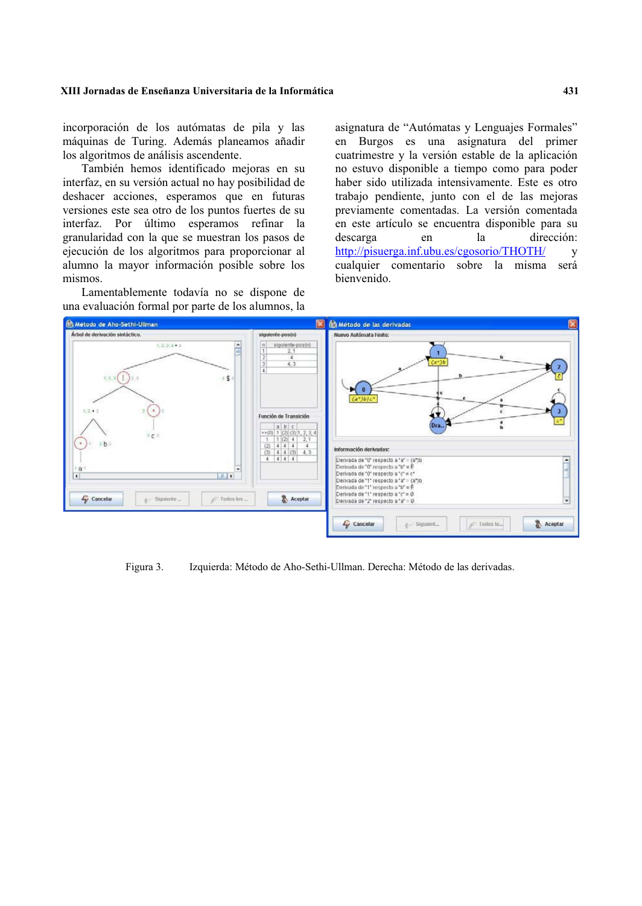incorporación de los autómatas de pila y las máquinas de Turing. Además planeamos añadir los algoritmos de análisis ascendente.

También hemos identificado mejoras en su interfaz, en su versión actual no hay posibilidad de deshacer acciones, esperamos que en futuras versiones este sea otro de los puntos fuertes de su interfaz. Por último esperamos refinar la granularidad con la que se muestran los pasos de ejecución de los algoritmos para proporcionar al alumno la mayor información posible sobre los mismos.

Lamentablemente todavía no se dispone de una evaluación formal por parte de los alumnos, la asignatura de "Autómatas y Lenguajes Formales" en Burgos es una asignatura del primer cuatrimestre y la versión estable de la aplicación no estuvo disponible a tiempo como para poder haber sido utilizada intensivamente. Este es otro trabajo pendiente, junto con el de las mejoras previamente comentadas. La versión comentada en este artículo se encuentra disponible para su descarga en la dirección: http://pisuerga.inf.ubu.es/cgosorio/THOTH/ y cualquier comentario sobre la misma será bienvenido.

Figura 3. Izquierda: Método de Aho-Sethi-Ullman. Derecha: Método de las derivadas.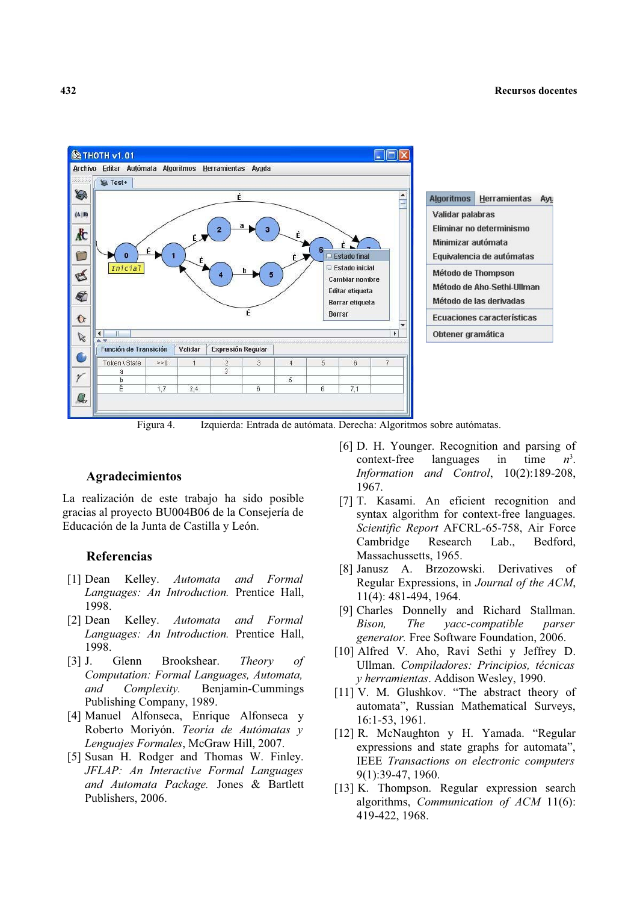Figura 4. Izquierda: Entrada de autómata. Derecha: Algoritmos sobre autómatas.

## Agradecimientos

La realización de este trabajo ha sido posible gracias al proyecto BU004B06 de la Consejería de Educación de la Junta de Castilla y León.

## Referencias

[1] Dean Kelley. *Automata and Formal Languages: An Introduction.* Prentice Hall, 1998.

[2] Dean Kelley. *Automata and Formal Languages: An Introduction.* Prentice Hall, 1998.

[3] J. Glenn Brookshear. *Theory of Computation: Formal Languages, Automata, and Complexity.* Benjamin-Cummings Publishing Company, 1989.

[4] Manuel Alfonseca, Enrique Alfonseca y Roberto Moriyón. *Teoría de Autómatas y Lenguajes Formales*, McGraw Hill, 2007.

[5] Susan H. Rodger and Thomas W. Finley. *JFLAP: An Interactive Formal Languages and Automata Package.* Jones & Bartlett Publishers, 2006.

[6] D. H. Younger. Recognition and parsing of context-free languages in time $n^3$. *Information and Control*, 10(2):189-208, 1967.

[7] T. Kasami. An eficient recognition and syntax algorithm for context-free languages. *Scientific Report* AFCRL-65-758, Air Force Cambridge Research Lab., Bedford, Massachussetts, 1965.

[8] Janusz A. Brzozowski. Derivatives of Regular Expressions, in *Journal of the ACM*, 11(4): 481-494, 1964.

[9] Charles Donnelly and Richard Stallman. *Bison, The yacc-compatible parser generator.* Free Software Foundation, 2006.

[10] Alfred V. Aho, Ravi Sethi y Jeffrey D. Ullman. *Compiladores: Principios, técnicas y herramientas*. Addison Wesley, 1990.

[11] V. M. Glushkov. "The abstract theory of automata", Russian Mathematical Surveys, 16:1-53, 1961.

[12] R. McNaughton y H. Yamada. "Regular expressions and state graphs for automata", IEEE *Transactions on electronic computers* 9(1):39-47, 1960.

[13] K. Thompson. Regular expression search algorithms, *Communication of ACM* 11(6): 419-422, 1968.